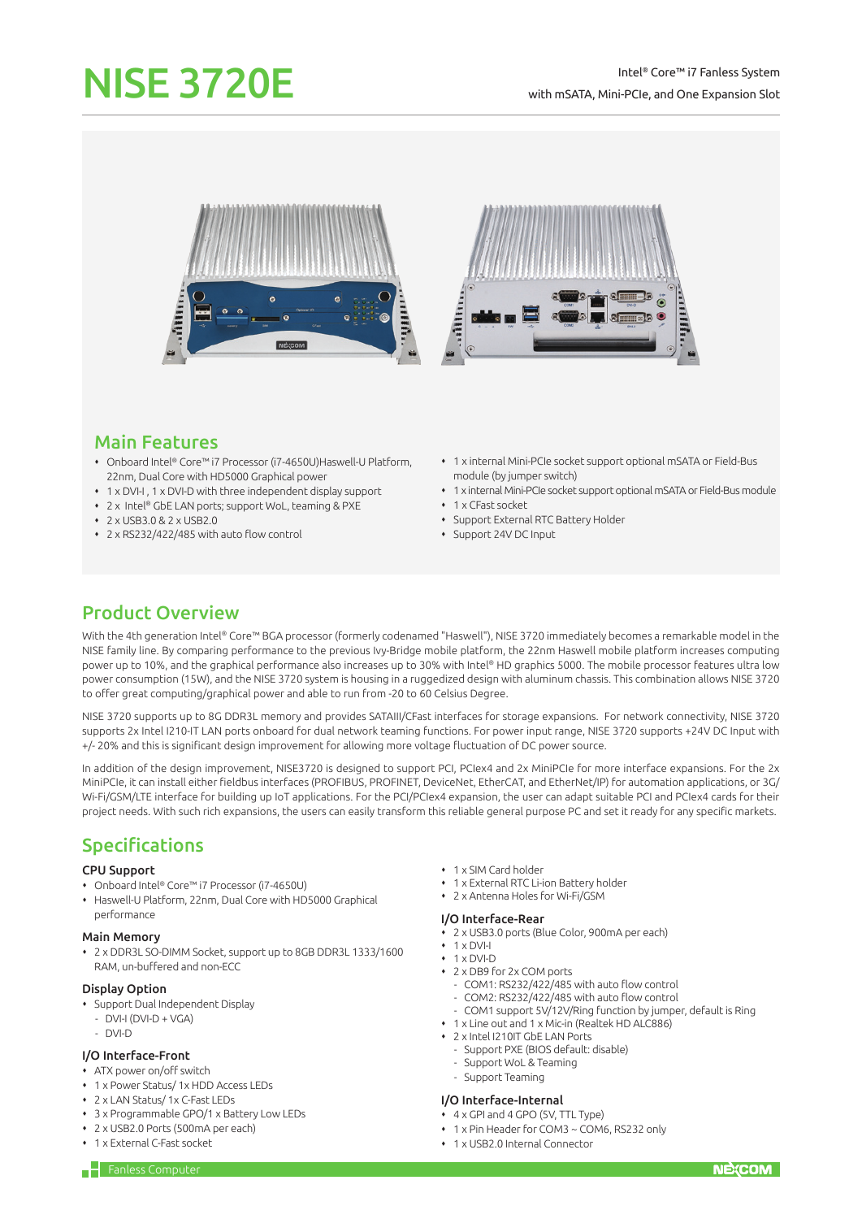# NISE 3720E

Intel® Core™ i7 Fanless System
with mSATA, Mini-PCIe, and One Expansion Slot

## Main Features

- Onboard Intel® Core™ i7 Processor (i7-4650U)Haswell-U Platform, 22nm, Dual Core with HD5000 Graphical power
- 1 x DVI-I , 1 x DVI-D with three independent display support
- 2 x Intel® GbE LAN ports; support WoL, teaming & PXE
- 2 x USB3.0 & 2 x USB2.0
- 2 x RS232/422/485 with auto flow control
- 1 x internal Mini-PCIe socket support optional mSATA or Field-Bus module (by jumper switch)
- 1 x internal Mini-PCIe socket support optional mSATA or Field-Bus module
- 1 x CFast socket
- Support External RTC Battery Holder
- Support 24V DC Input

## Product Overview

With the 4th generation Intel® Core™ BGA processor (formerly codenamed "Haswell"), NISE 3720 immediately becomes a remarkable model in the NISE family line. By comparing performance to the previous Ivy-Bridge mobile platform, the 22nm Haswell mobile platform increases computing power up to 10%, and the graphical performance also increases up to 30% with Intel® HD graphics 5000. The mobile processor features ultra low power consumption (15W), and the NISE 3720 system is housing in a ruggedized design with aluminum chassis. This combination allows NISE 3720 to offer great computing/graphical power and able to run from -20 to 60 Celsius Degree.

NISE 3720 supports up to 8G DDR3L memory and provides SATAIII/CFast interfaces for storage expansions. For network connectivity, NISE 3720 supports 2x Intel I210-IT LAN ports onboard for dual network teaming functions. For power input range, NISE 3720 supports +24V DC Input with +/- 20% and this is significant design improvement for allowing more voltage fluctuation of DC power source.

In addition of the design improvement, NISE3720 is designed to support PCI, PCIex4 and 2x MiniPCIe for more interface expansions. For the 2x MiniPCIe, it can install either fieldbus interfaces (PROFIBUS, PROFINET, DeviceNet, EtherCAT, and EtherNet/IP) for automation applications, or 3G/Wi-Fi/GSM/LTE interface for building up IoT applications. For the PCI/PCIex4 expansion, the user can adapt suitable PCI and PCIex4 cards for their project needs. With such rich expansions, the users can easily transform this reliable general purpose PC and set it ready for any specific markets.

## Specifications

### CPU Support

- Onboard Intel® Core™ i7 Processor (i7-4650U)
- Haswell-U Platform, 22nm, Dual Core with HD5000 Graphical performance

### Main Memory

- 2 x DDR3L SO-DIMM Socket, support up to 8GB DDR3L 1333/1600 RAM, un-buffered and non-ECC

### Display Option

- Support Dual Independent Display
  - DVI-I (DVI-D + VGA)
  - DVI-D

### I/O Interface-Front

- ATX power on/off switch
- 1 x Power Status/ 1x HDD Access LEDs
- 2 x LAN Status/ 1x C-Fast LEDs
- 3 x Programmable GPO/1 x Battery Low LEDs
- 2 x USB2.0 Ports (500mA per each)
- 1 x External C-Fast socket
- 1 x SIM Card holder
- 1 x External RTC Li-ion Battery holder
- 2 x Antenna Holes for Wi-Fi/GSM

### I/O Interface-Rear

- 2 x USB3.0 ports (Blue Color, 900mA per each)
- 1 x DVI-I
- 1 x DVI-D
- 2 x DB9 for 2x COM ports
  - COM1: RS232/422/485 with auto flow control
  - COM2: RS232/422/485 with auto flow control
  - COM1 support 5V/12V/Ring function by jumper, default is Ring
- 1 x Line out and 1 x Mic-in (Realtek HD ALC886)
- 2 x Intel I210IT GbE LAN Ports
  - Support PXE (BIOS default: disable)
  - Support WoL & Teaming
  - Support Teaming

### I/O Interface-Internal

- 4 x GPI and 4 GPO (5V, TTL Type)
- 1 x Pin Header for COM3 ~ COM6, RS232 only
- 1 x USB2.0 Internal Connector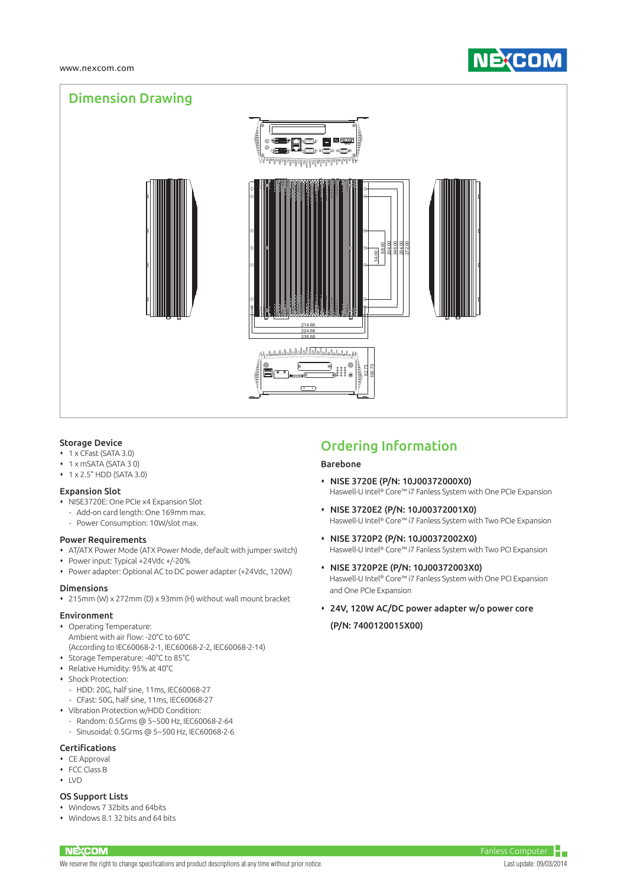## Dimension Drawing

214.66
224.68
236.68
34.00
68.00
204.00
246.00
264.00
272.00
92.73
100.73

### Storage Device
- 1 x CFast (SATA 3.0)
- 1 x mSATA (SATA 3 0)
- 1 x 2.5" HDD (SATA 3.0)

### Expansion Slot
- NISE3720E: One PCIe x4 Expansion Slot
  - Add-on card length: One 169mm max.
  - Power Consumption: 10W/slot max.

### Power Requirements
- AT/ATX Power Mode (ATX Power Mode, default with jumper switch)
- Power input: Typical +24Vdc +/-20%
- Power adapter: Optional AC to DC power adapter (+24Vdc, 120W)

### Dimensions
- 215mm (W) x 272mm (D) x 93mm (H) without wall mount bracket

### Environment
- Operating Temperature:
  Ambient with air flow: -20°C to 60°C
  (According to IEC60068-2-1, IEC60068-2-2, IEC60068-2-14)
- Storage Temperature: -40°C to 85°C
- Relative Humidity: 95% at 40°C
- Shock Protection:
  - HDD: 20G, half sine, 11ms, IEC60068-27
  - CFast: 50G, half sine, 11ms, IEC60068-27
- Vibration Protection w/HDD Condition:
  - Random: 0.5Grms @ 5~500 Hz, IEC60068-2-64
  - Sinusoidal: 0.5Grms @ 5~500 Hz, IEC60068-2-6

### Certifications
- CE Approval
- FCC Class B
- LVD

### OS Support Lists
- Windows 7 32bits and 64bits
- Windows 8.1 32 bits and 64 bits

## Ordering Information

### Barebone

- **NISE 3720E (P/N: 10J00372000X0)**
  Haswell-U Intel® Core™ i7 Fanless System with One PCIe Expansion
- **NISE 3720E2 (P/N: 10J00372001X0)**
  Haswell-U Intel® Core™ i7 Fanless System with Two PCIe Expansion
- **NISE 3720P2 (P/N: 10J00372002X0)**
  Haswell-U Intel® Core™ i7 Fanless System with Two PCI Expansion
- **NISE 3720P2E (P/N: 10J00372003X0)**
  Haswell-U Intel® Core™ i7 Fanless System with One PCI Expansion and One PCIe Expansion
- **24V, 120W AC/DC power adapter w/o power core (P/N: 7400120015X00)**

We reserve the right to change specifications and product descriptions at any time without prior notice.

Last update: 09/03/2014